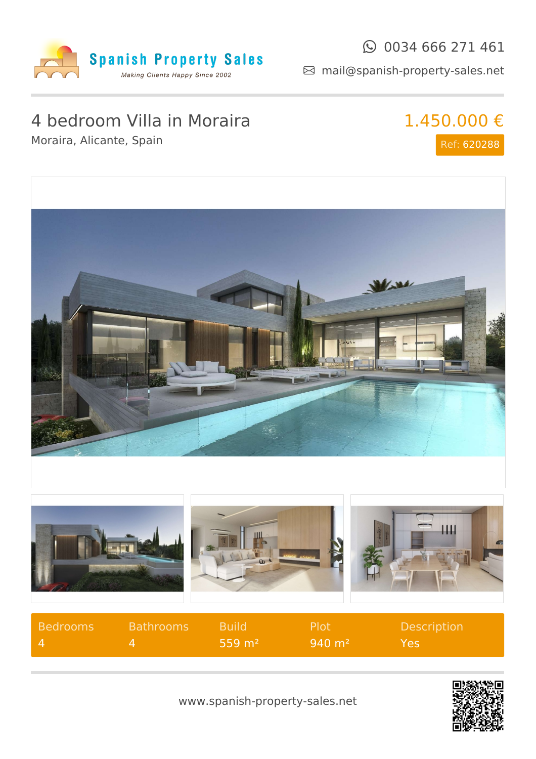Spanish Property Sales
*Making Clients Happy Since 2002*

0034 666 271 461
mail@spanish-property-sales.net

# 4 bedroom Villa in Moraira

Moraira, Alicante, Spain

**1.450.000 €**

Ref: 620288

| Bedrooms | Bathrooms | Build | Plot | Description |
|---|---|---|---|---|
| 4 | 4 | 559 m² | 940 m² | Yes |

www.spanish-property-sales.net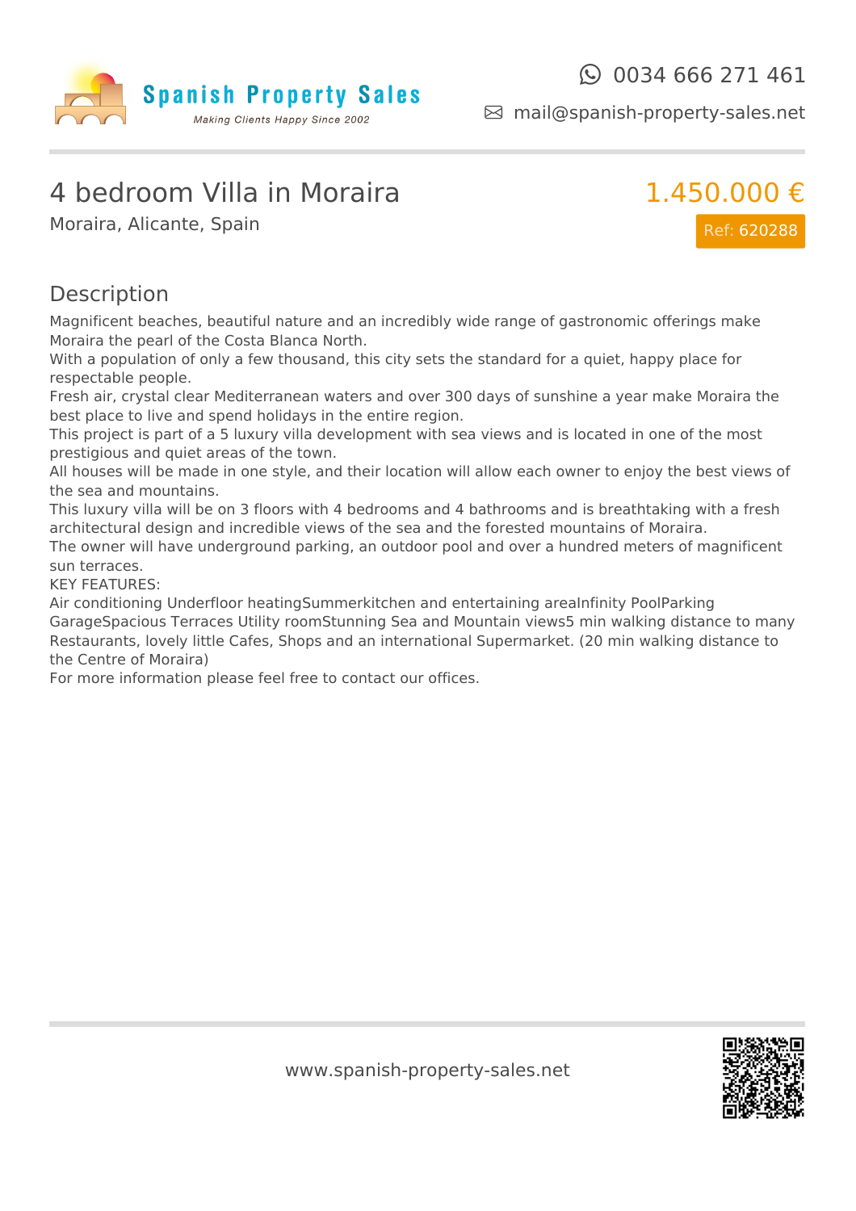# 4 bedroom Villa in Moraira

Moraira, Alicante, Spain

**1.450.000 €**

Ref: 620288

## Description

Magnificent beaches, beautiful nature and an incredibly wide range of gastronomic offerings make Moraira the pearl of the Costa Blanca North.
With a population of only a few thousand, this city sets the standard for a quiet, happy place for respectable people.
Fresh air, crystal clear Mediterranean waters and over 300 days of sunshine a year make Moraira the best place to live and spend holidays in the entire region.
This project is part of a 5 luxury villa development with sea views and is located in one of the most prestigious and quiet areas of the town.
All houses will be made in one style, and their location will allow each owner to enjoy the best views of the sea and mountains.
This luxury villa will be on 3 floors with 4 bedrooms and 4 bathrooms and is breathtaking with a fresh architectural design and incredible views of the sea and the forested mountains of Moraira.
The owner will have underground parking, an outdoor pool and over a hundred meters of magnificent sun terraces.
KEY FEATURES:
Air conditioning Underfloor heatingSummerkitchen and entertaining areaInfinity PoolParking GarageSpacious Terraces Utility roomStunning Sea and Mountain views5 min walking distance to many Restaurants, lovely little Cafes, Shops and an international Supermarket. (20 min walking distance to the Centre of Moraira)
For more information please feel free to contact our offices.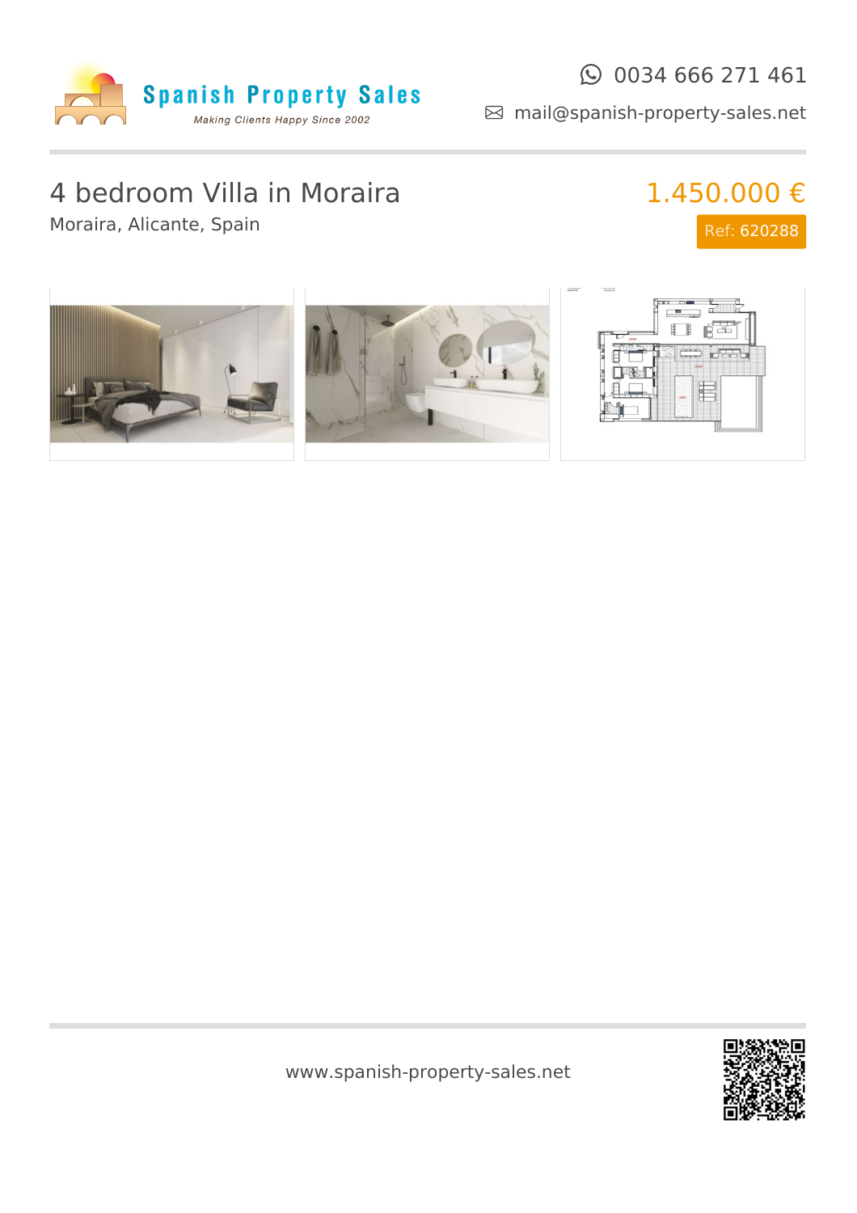Spanish Property Sales

*Making Clients Happy Since 2002*

0034 666 271 461

mail@spanish-property-sales.net

# 4 bedroom Villa in Moraira

Moraira, Alicante, Spain

**1.450.000 €**

Ref: 620288

www.spanish-property-sales.net